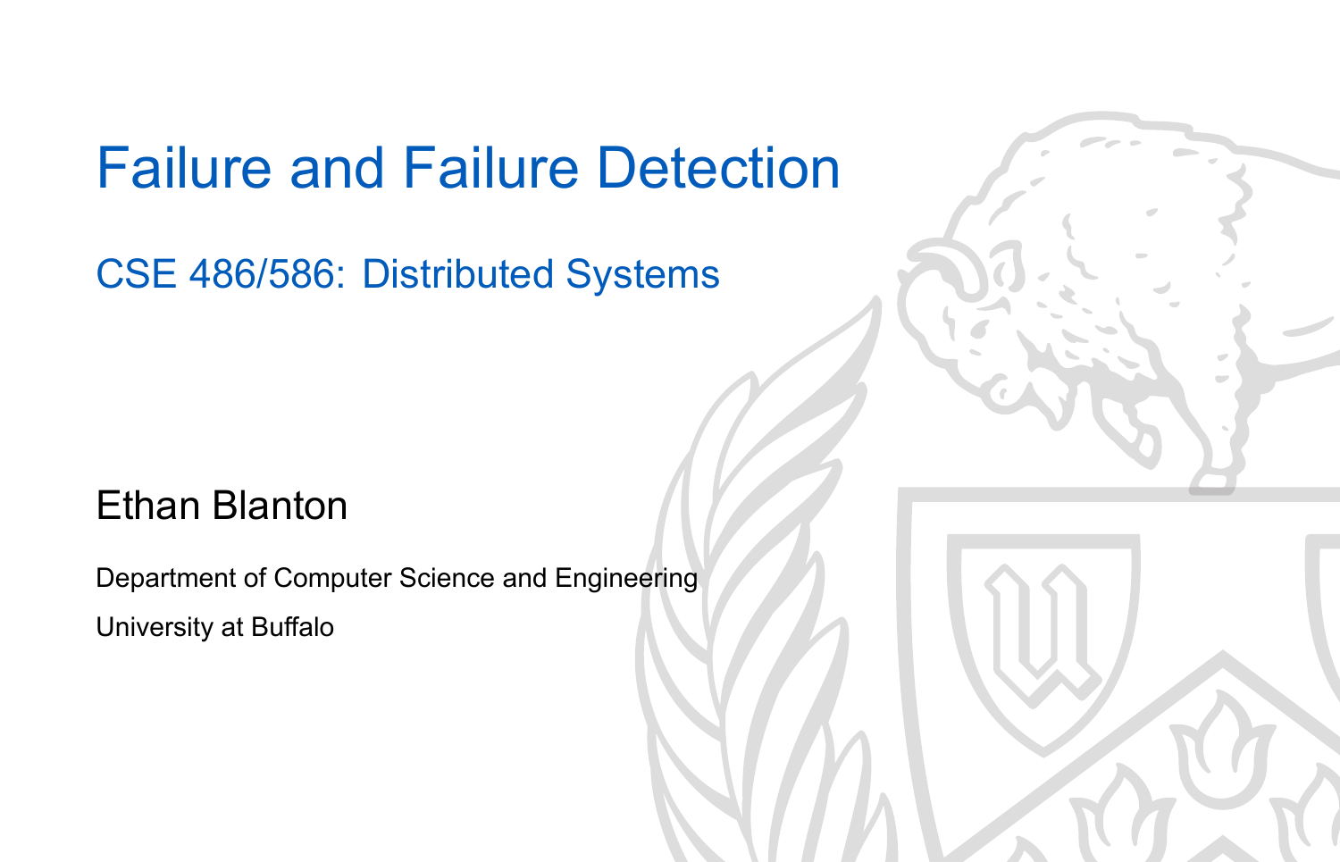# Failure and Failure Detection

## CSE 486/586: Distributed Systems

Ethan Blanton

Department of Computer Science and Engineering

University at Buffalo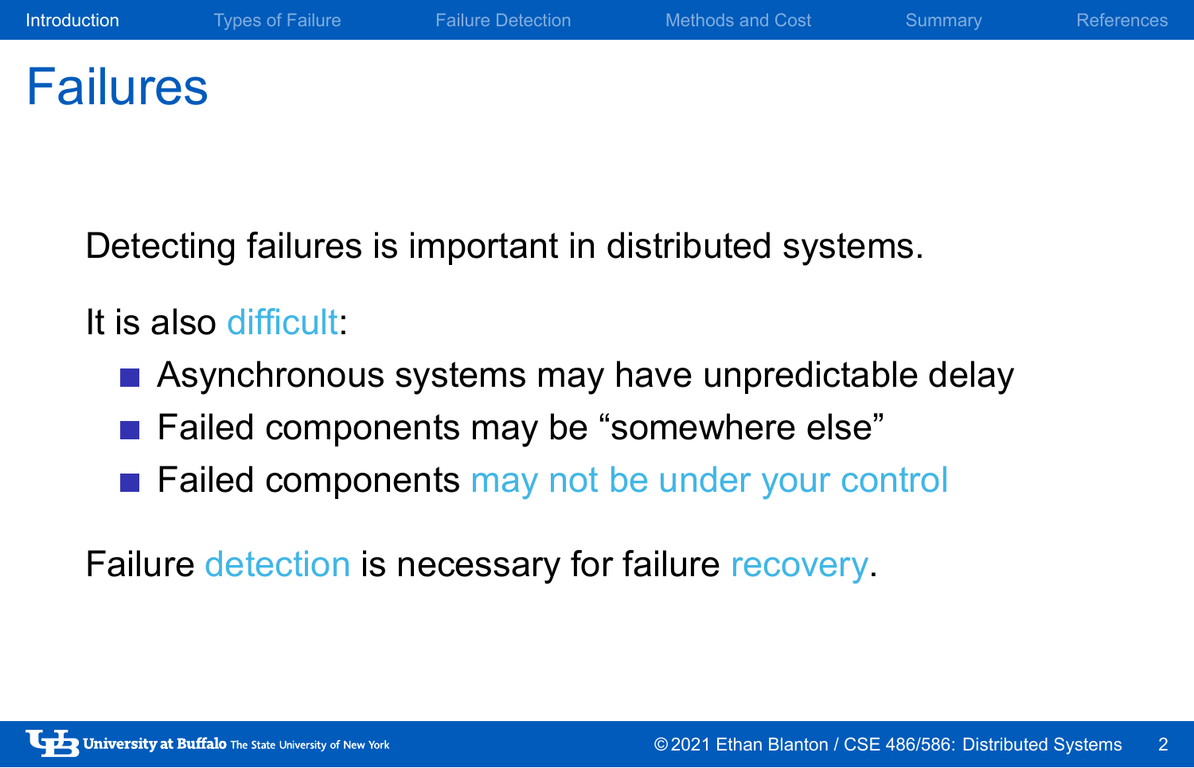# Failures

Detecting failures is important in distributed systems.

It is also difficult:

- Asynchronous systems may have unpredictable delay
- Failed components may be “somewhere else”
- Failed components may not be under your control

Failure detection is necessary for failure recovery.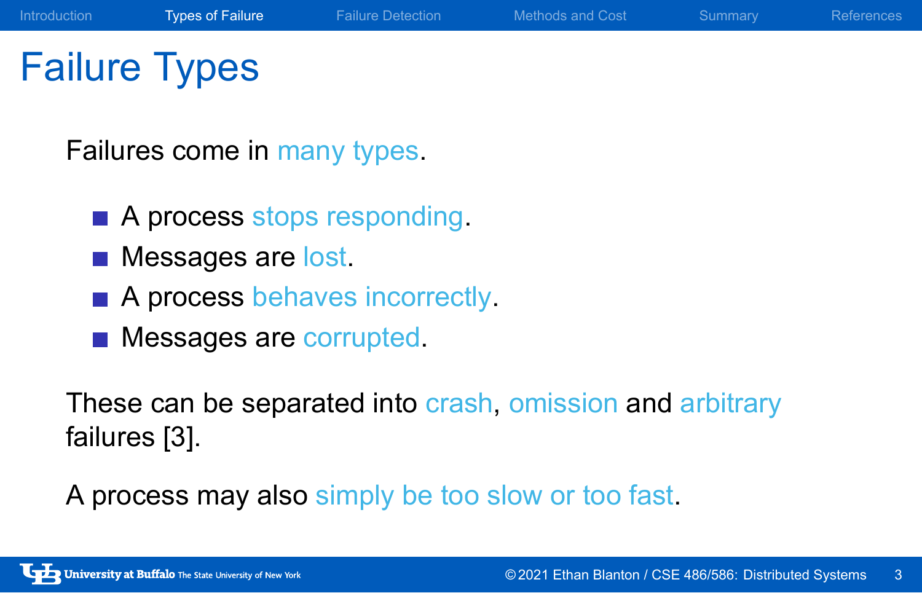# Failure Types

Failures come in many types.

- A process stops responding.
- Messages are lost.
- A process behaves incorrectly.
- Messages are corrupted.

These can be separated into crash, omission and arbitrary failures [3].

A process may also simply be too slow or too fast.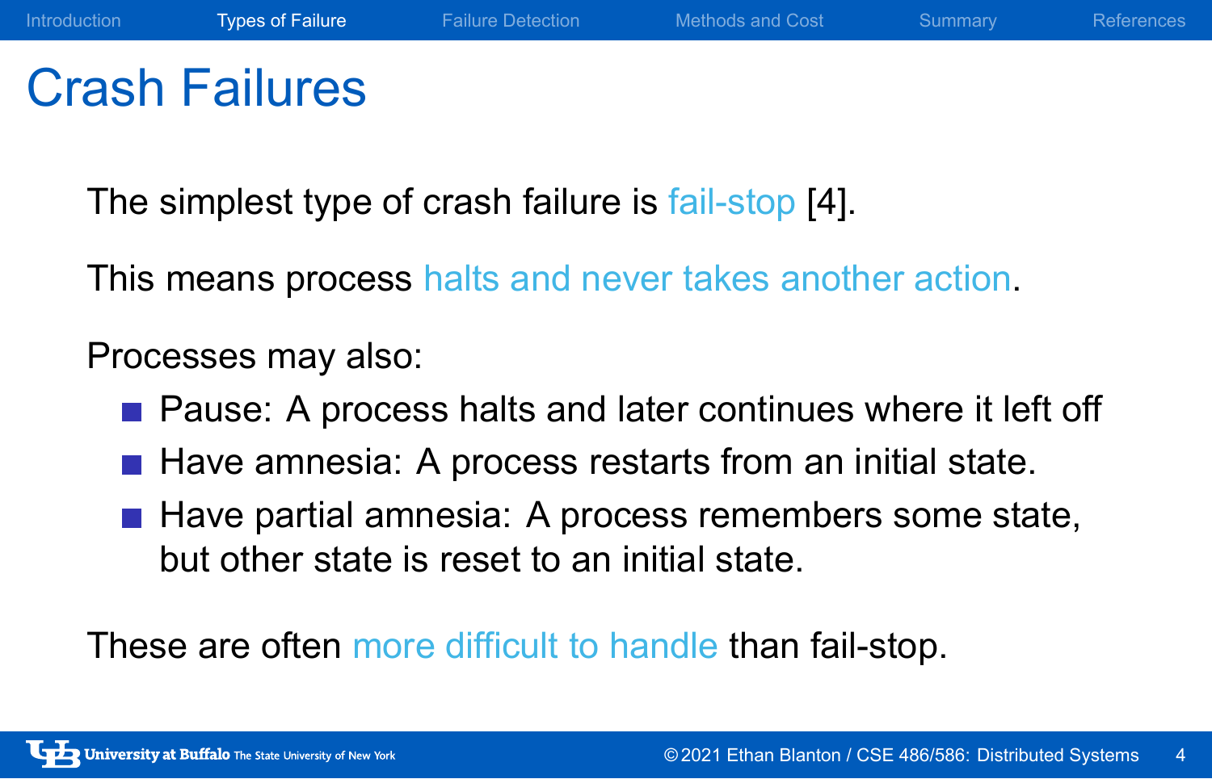# Crash Failures

The simplest type of crash failure is fail-stop [4].

This means process halts and never takes another action.

Processes may also:

- Pause: A process halts and later continues where it left off
- Have amnesia: A process restarts from an initial state.
- Have partial amnesia: A process remembers some state, but other state is reset to an initial state.

These are often more difficult to handle than fail-stop.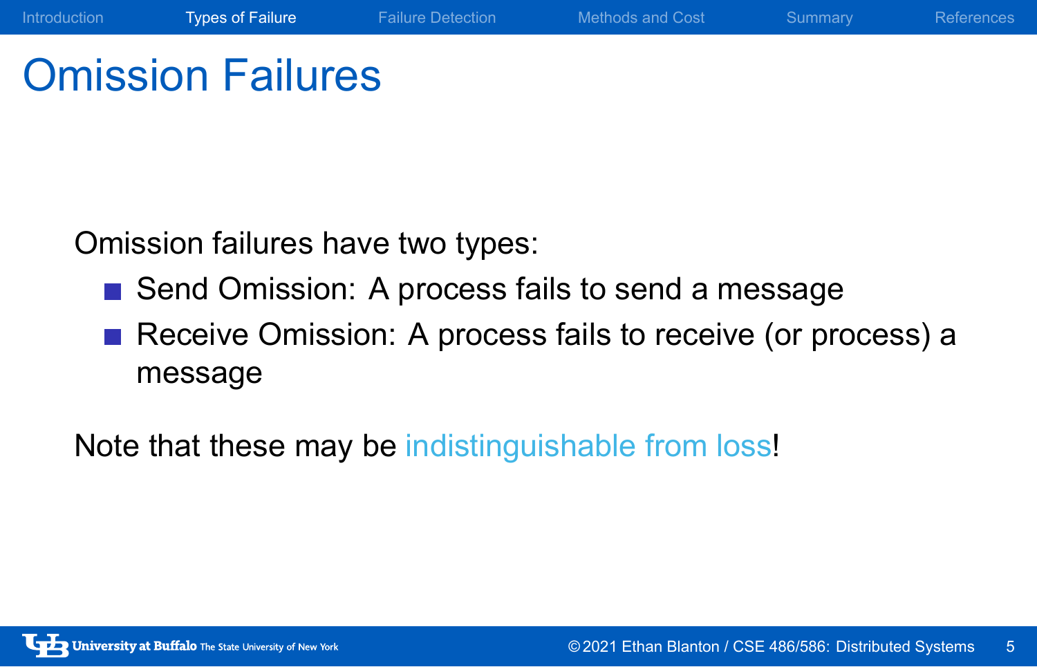# Omission Failures

Omission failures have two types:

- Send Omission: A process fails to send a message
- Receive Omission: A process fails to receive (or process) a message

Note that these may be indistinguishable from loss!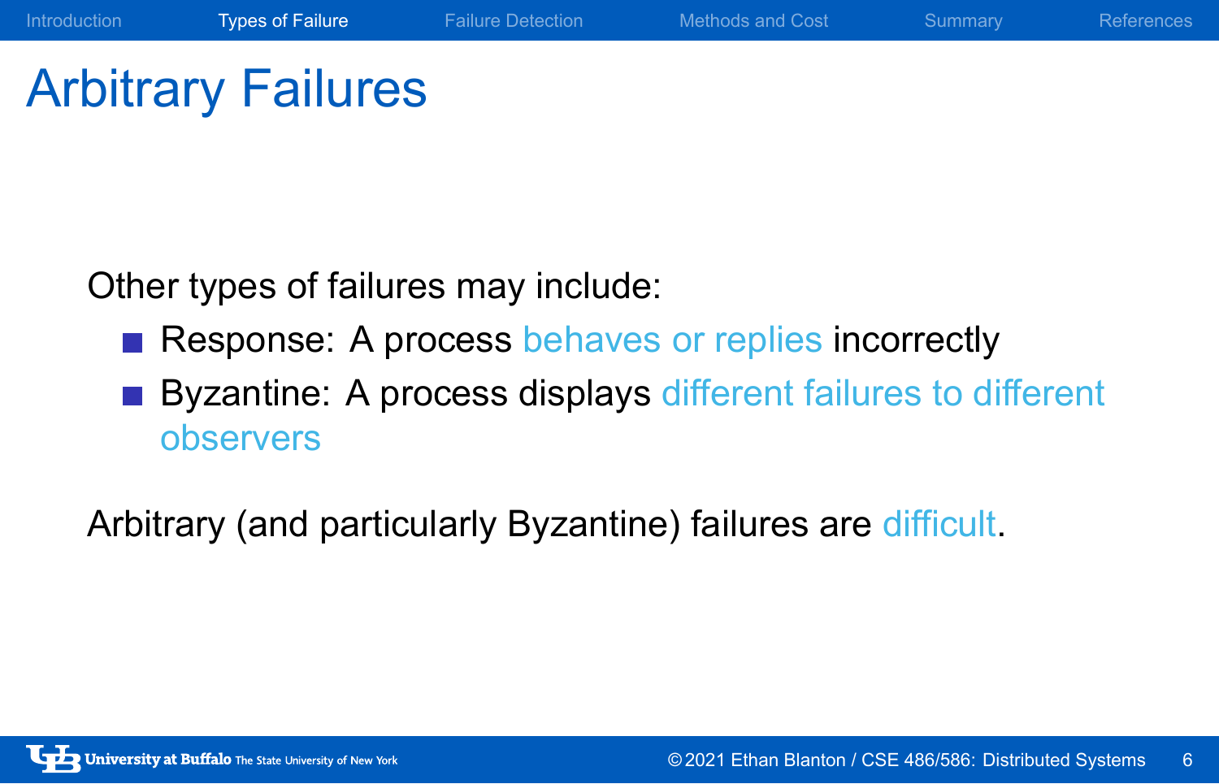# Arbitrary Failures

Other types of failures may include:

- Response: A process behaves or replies incorrectly
- Byzantine: A process displays different failures to different observers

Arbitrary (and particularly Byzantine) failures are difficult.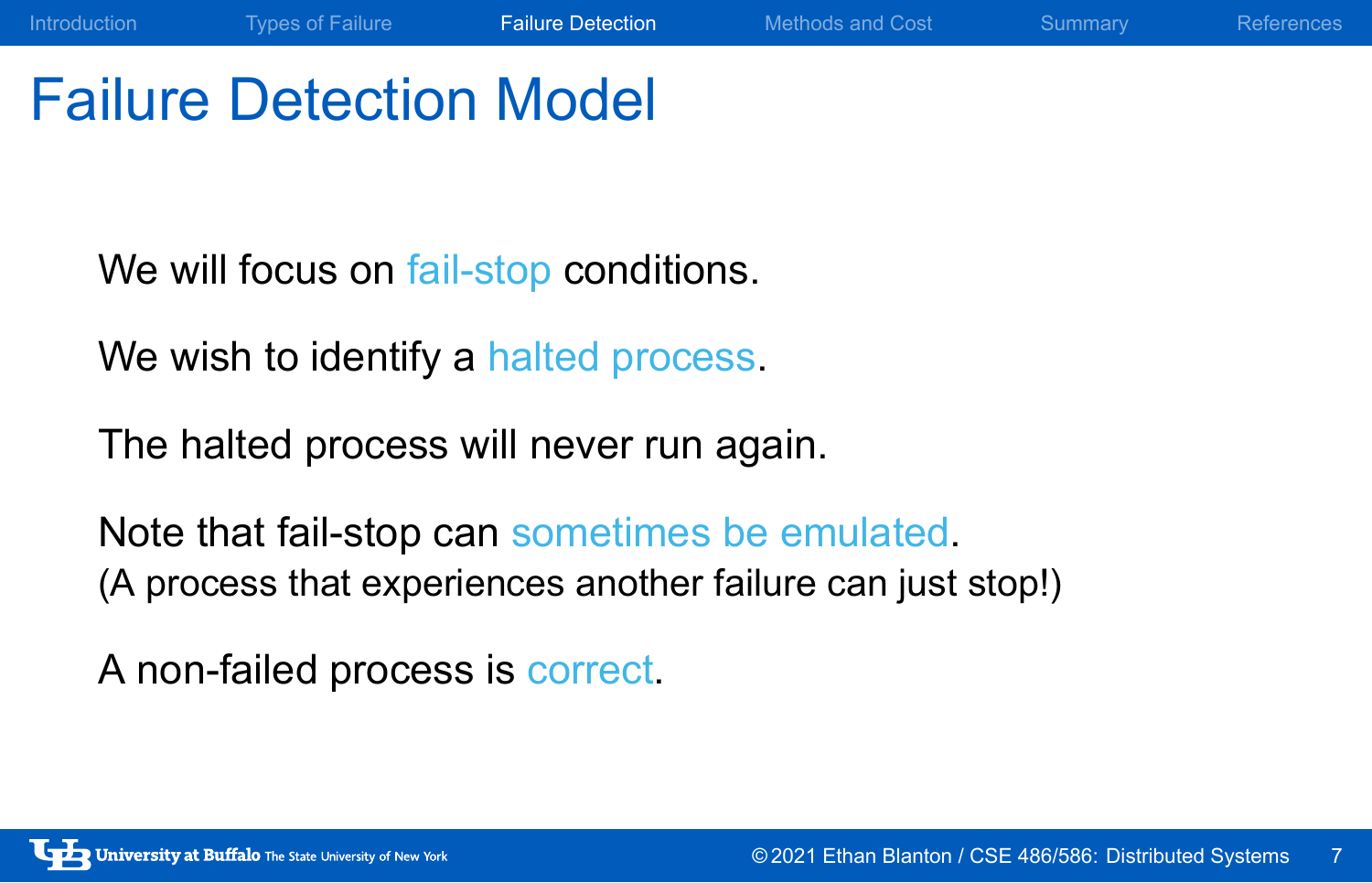# Failure Detection Model

We will focus on fail-stop conditions.

We wish to identify a halted process.

The halted process will never run again.

Note that fail-stop can sometimes be emulated.
(A process that experiences another failure can just stop!)

A non-failed process is correct.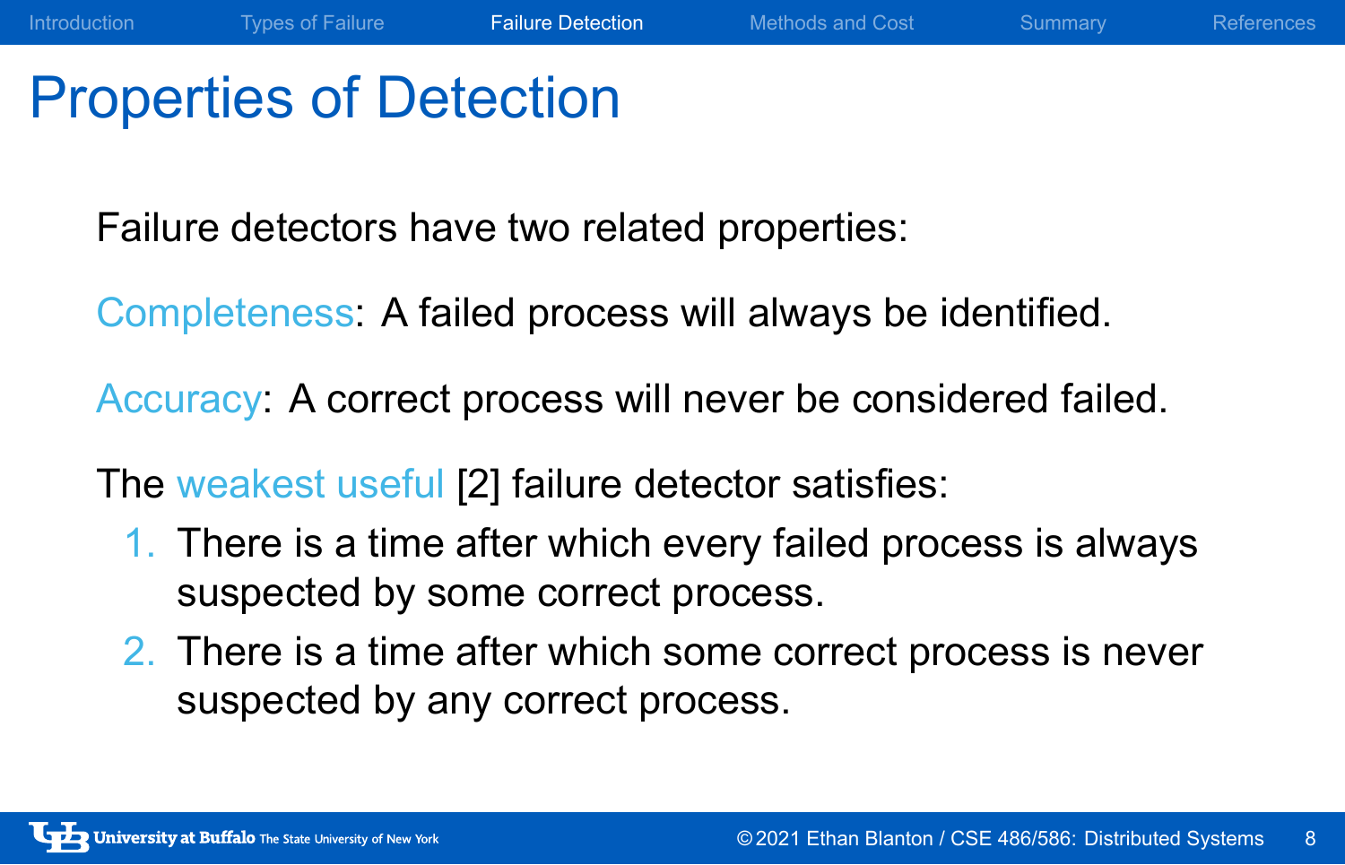# Properties of Detection

Failure detectors have two related properties:

Completeness: A failed process will always be identified.

Accuracy: A correct process will never be considered failed.

The weakest useful [2] failure detector satisfies:

1. There is a time after which every failed process is always suspected by some correct process.
2. There is a time after which some correct process is never suspected by any correct process.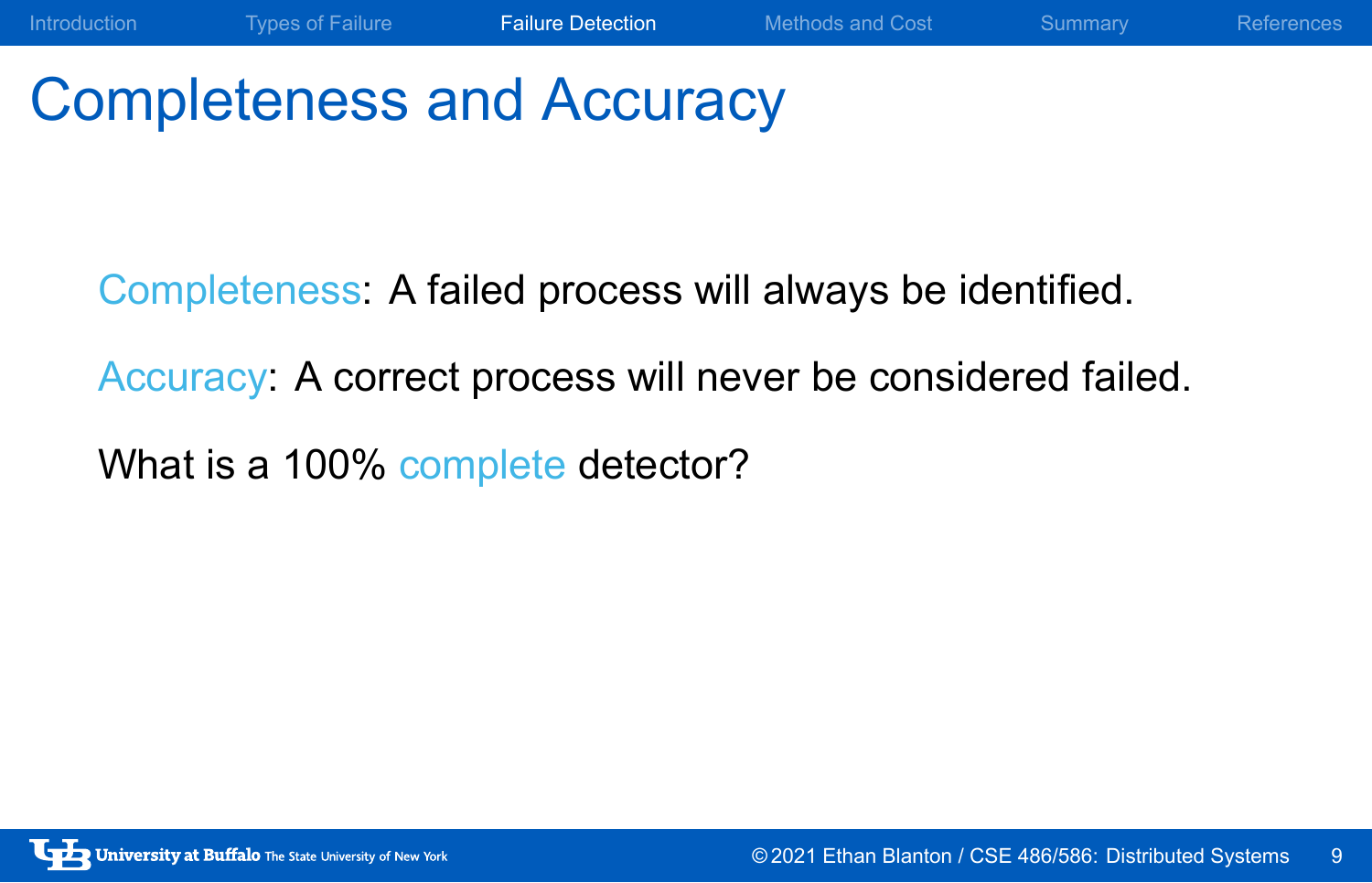# Completeness and Accuracy

Completeness: A failed process will always be identified.

Accuracy: A correct process will never be considered failed.

What is a 100% complete detector?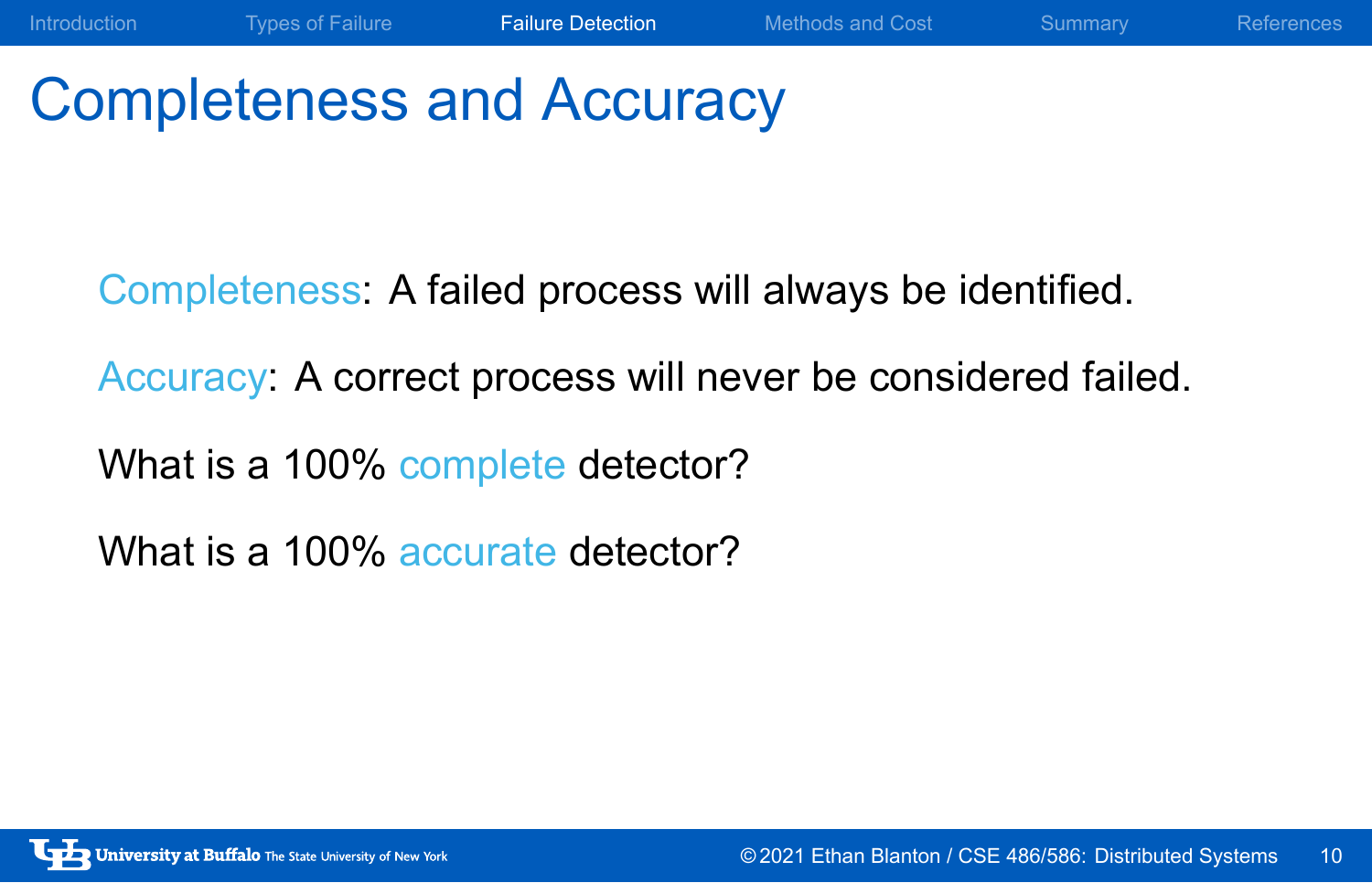# Completeness and Accuracy

Completeness: A failed process will always be identified.

Accuracy: A correct process will never be considered failed.

What is a 100% complete detector?

What is a 100% accurate detector?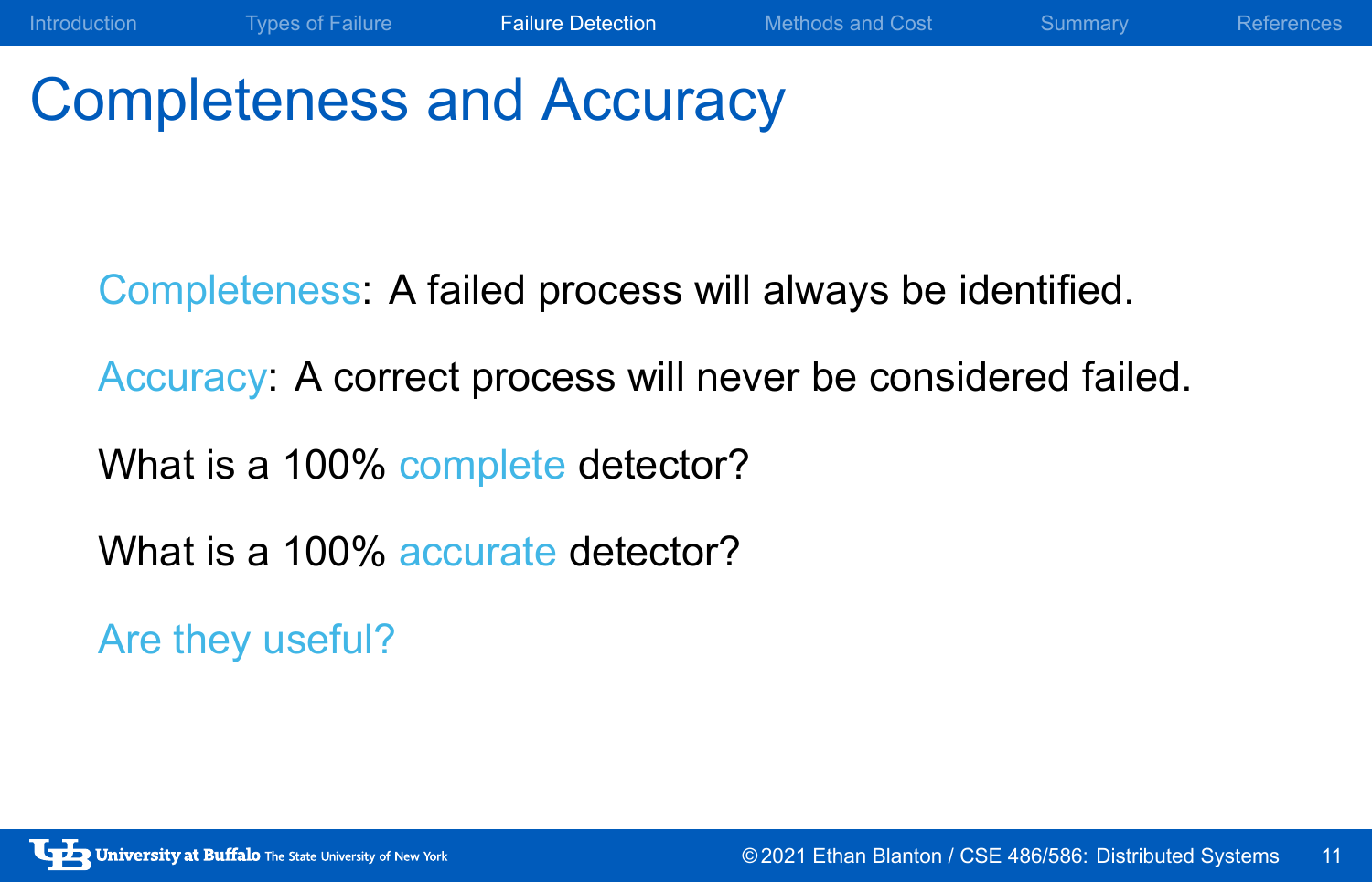# Completeness and Accuracy

Completeness: A failed process will always be identified.

Accuracy: A correct process will never be considered failed.

What is a 100% complete detector?

What is a 100% accurate detector?

Are they useful?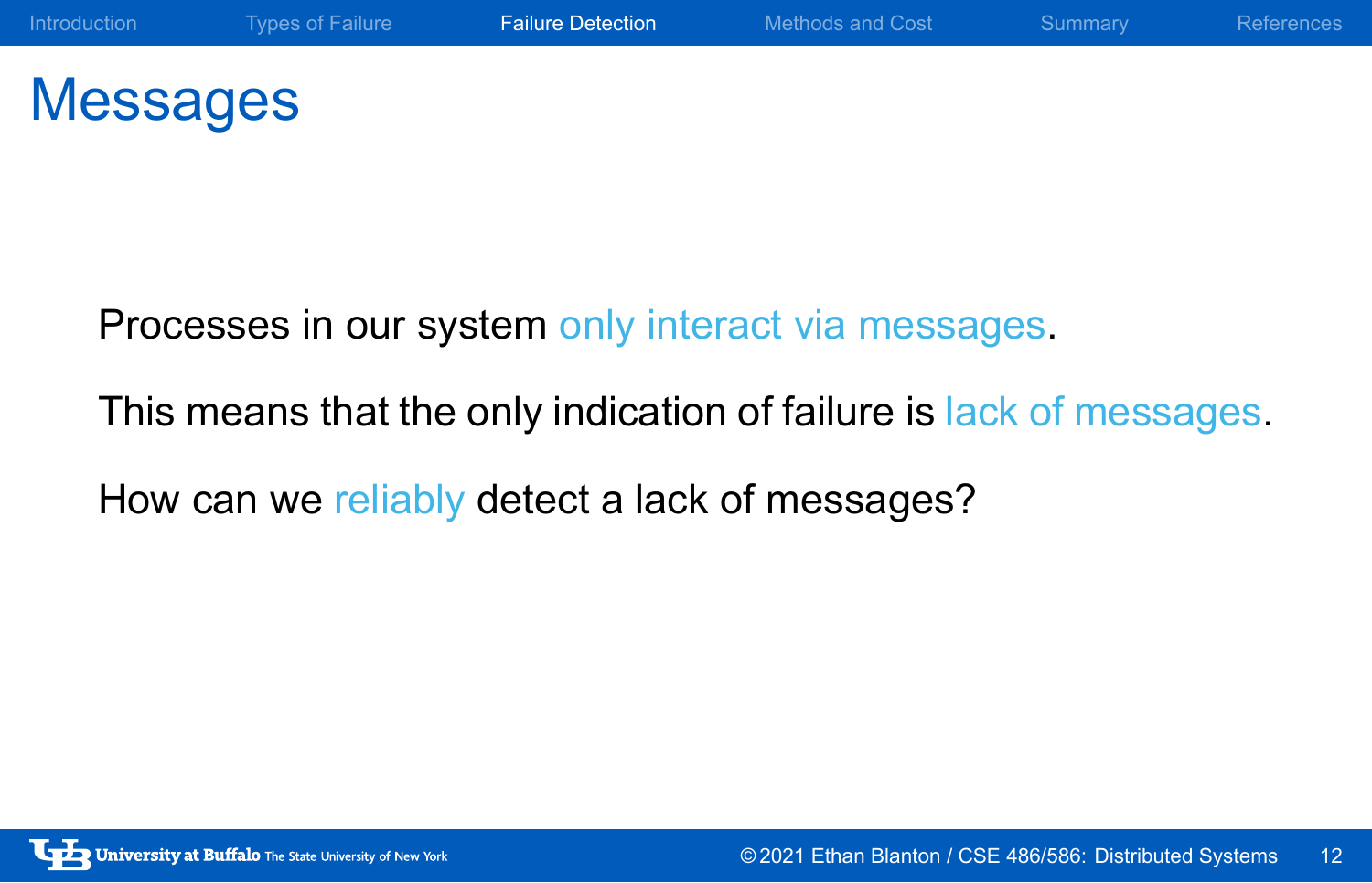# Messages

Processes in our system only interact via messages.

This means that the only indication of failure is lack of messages.

How can we reliably detect a lack of messages?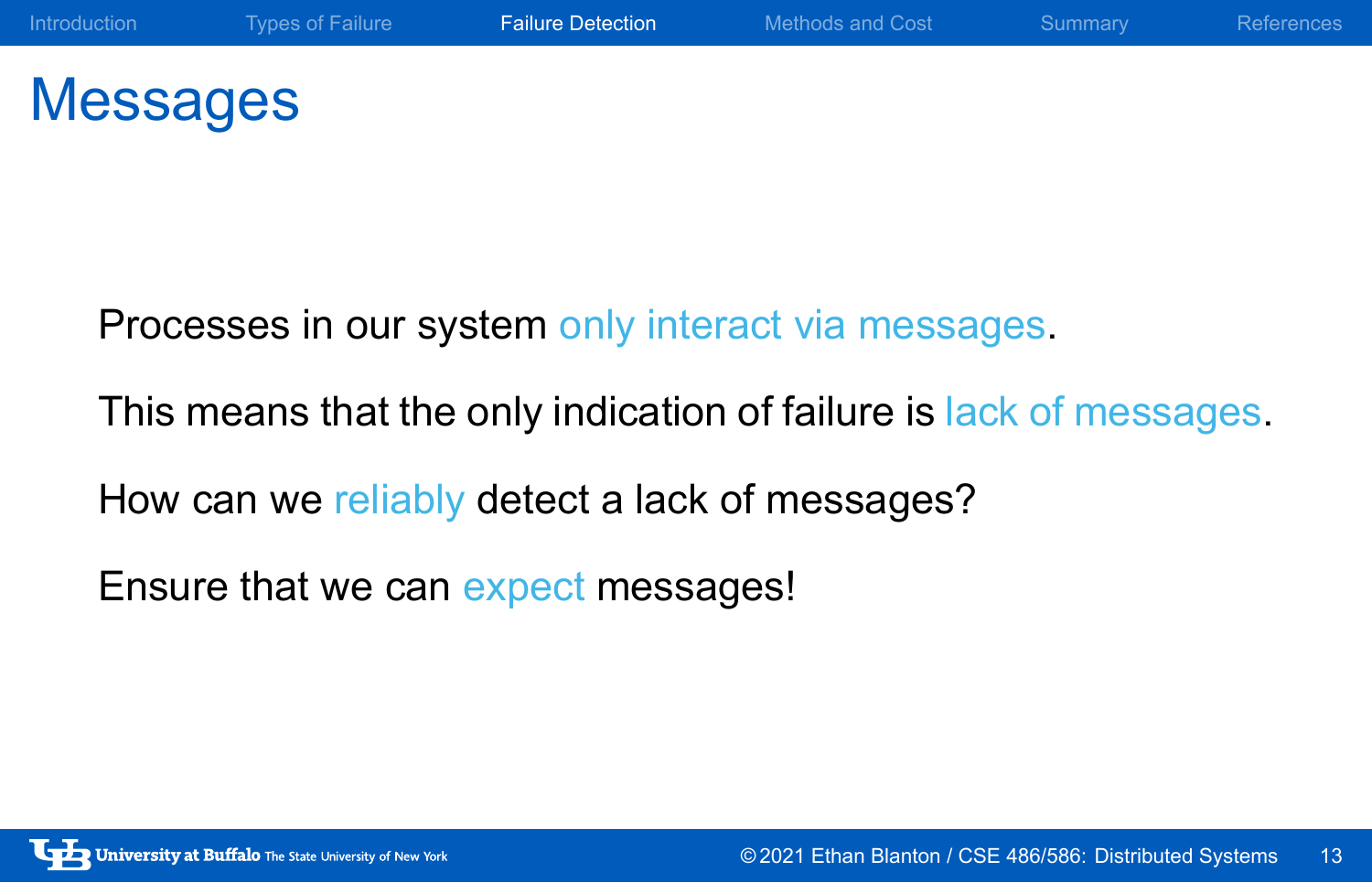# Messages

Processes in our system only interact via messages.

This means that the only indication of failure is lack of messages.

How can we reliably detect a lack of messages?

Ensure that we can expect messages!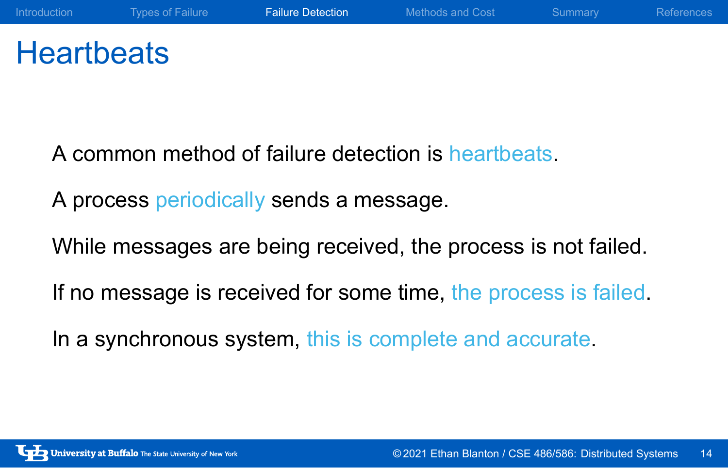# Heartbeats

A common method of failure detection is heartbeats.

A process periodically sends a message.

While messages are being received, the process is not failed.

If no message is received for some time, the process is failed.

In a synchronous system, this is complete and accurate.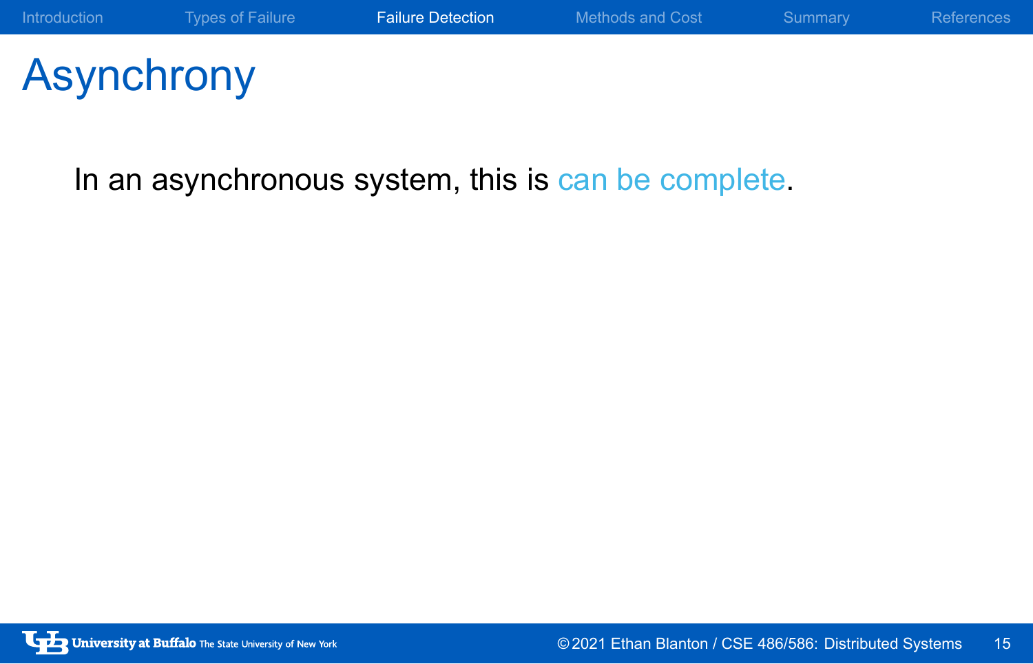# Asynchrony

In an asynchronous system, this is can be complete.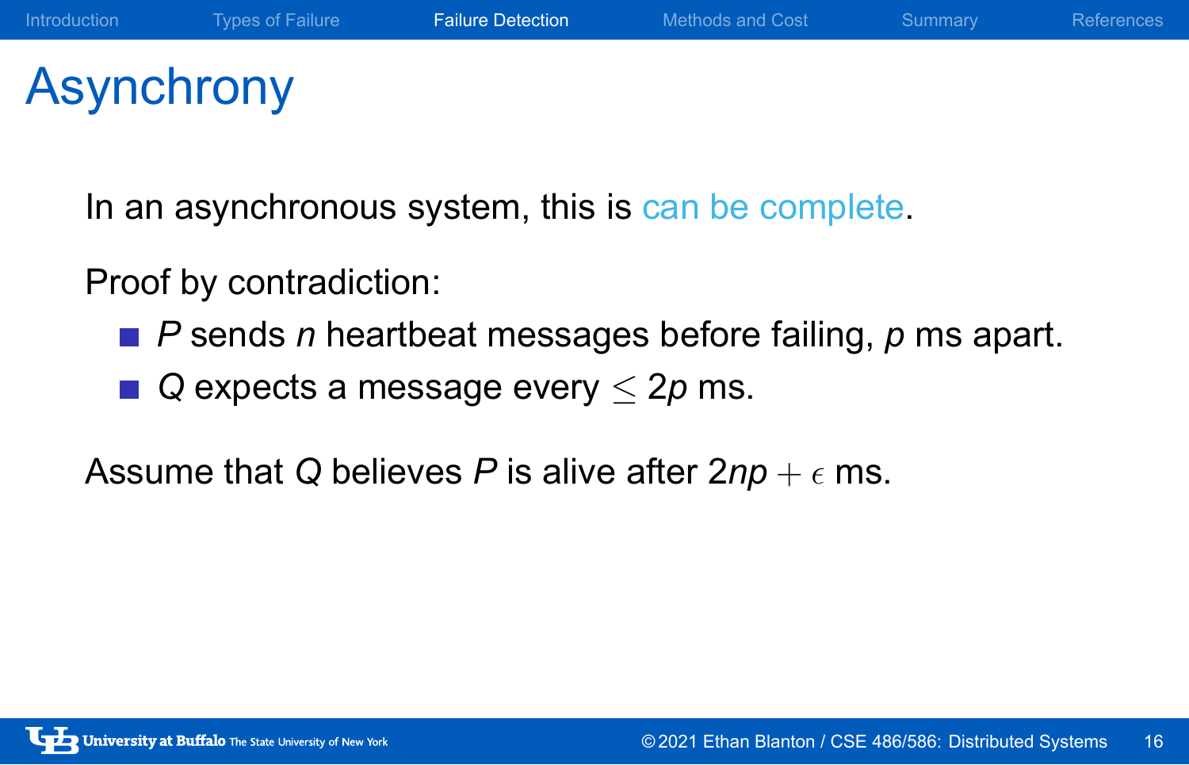# Asynchrony

In an asynchronous system, this is can be complete.

Proof by contradiction:

- $P$ sends $n$ heartbeat messages before failing, $p$ ms apart.
- $Q$ expects a message every $\leq 2p$ ms.

Assume that $Q$ believes $P$ is alive after $2np + \epsilon$ ms.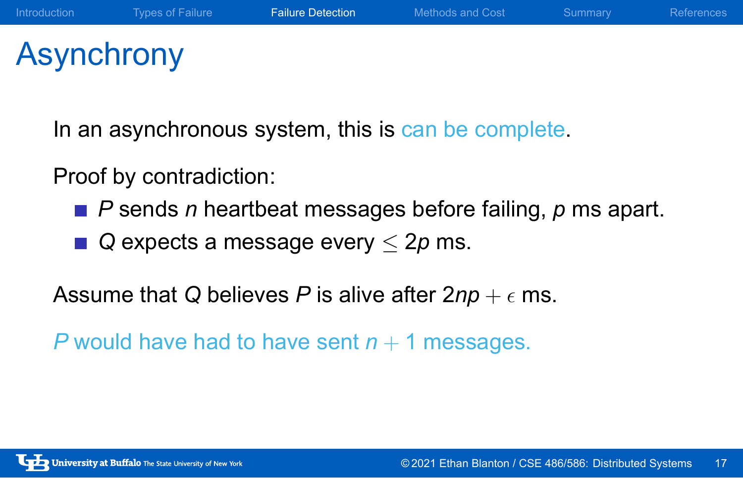# Asynchrony

In an asynchronous system, this is can be complete.

Proof by contradiction:

- $P$ sends $n$ heartbeat messages before failing, $p$ ms apart.
- $Q$ expects a message every $\leq 2p$ ms.

Assume that $Q$ believes $P$ is alive after $2np + \epsilon$ ms.

*$P$ would have had to have sent $n + 1$ messages.*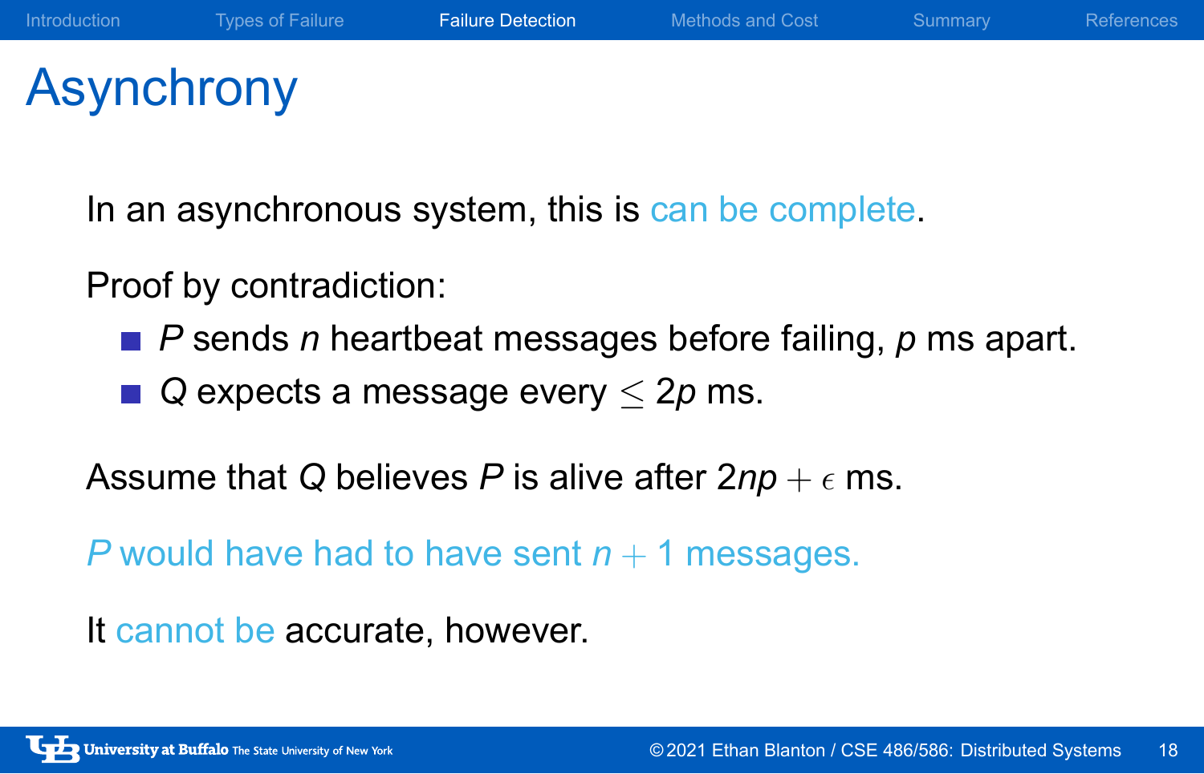# Asynchrony

In an asynchronous system, this is can be complete.

Proof by contradiction:

- $P$ sends $n$ heartbeat messages before failing, $p$ ms apart.
- $Q$ expects a message every $\leq 2p$ ms.

Assume that $Q$ believes $P$ is alive after $2np + \epsilon$ ms.

$P$ would have had to have sent $n + 1$ messages.

It cannot be accurate, however.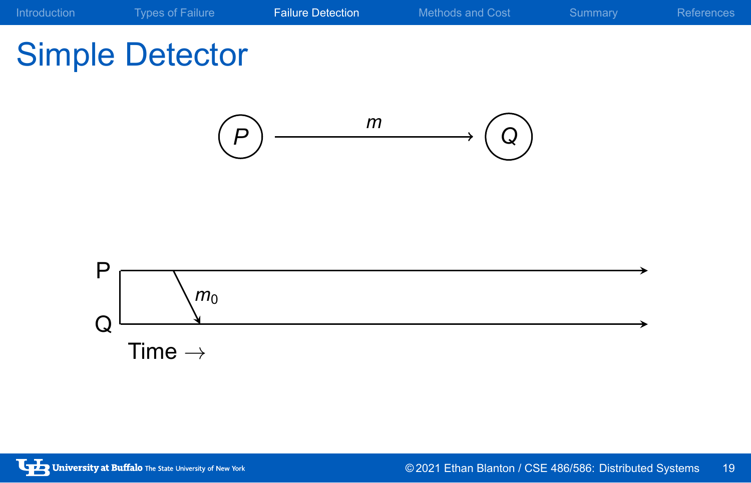# Simple Detector

P → Q: $m$

P

$m_0$

Q

Time →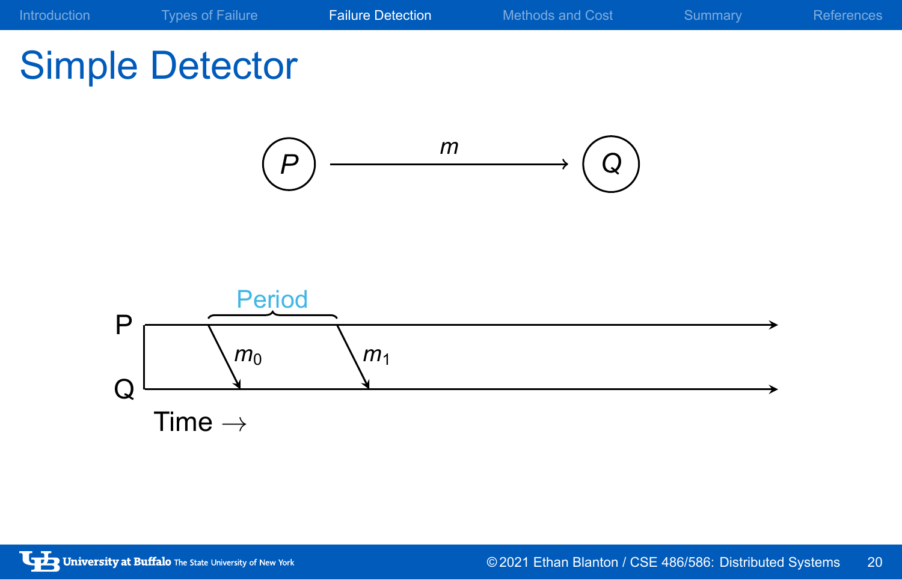# Simple Detector

$P$ —— $m$ ——> $Q$

Period

P

$m_0$ $m_1$

Q

Time →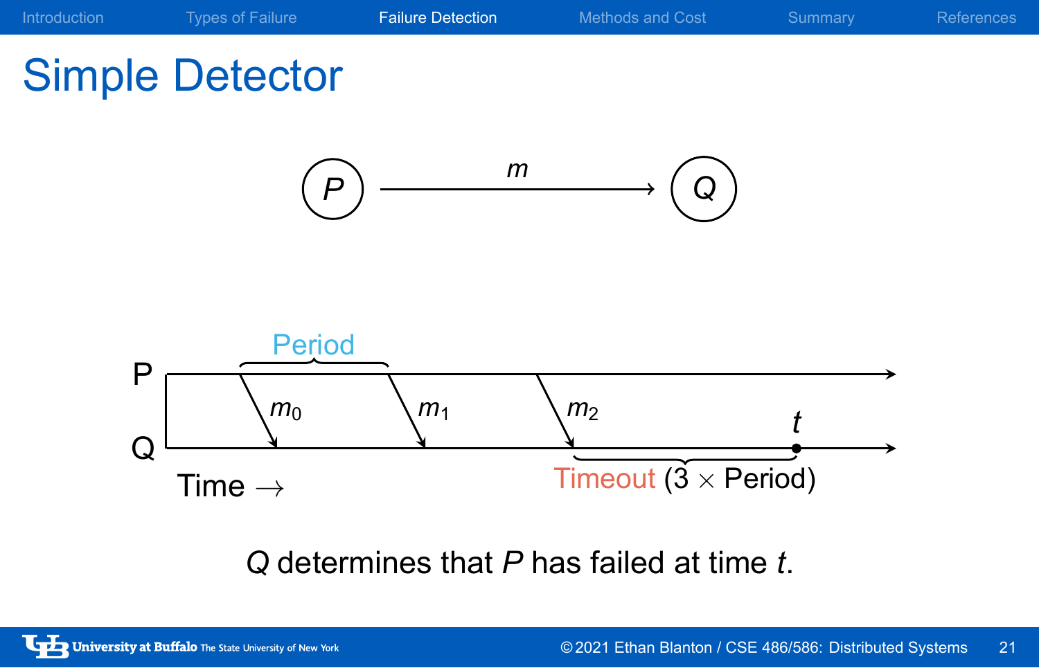# Simple Detector

$P \xrightarrow{m} Q$

P

Q

Period

$m_0$ $m_1$ $m_2$

$t$

Time $\rightarrow$

Timeout ($3 \times$ Period)

$Q$ determines that $P$ has failed at time $t$.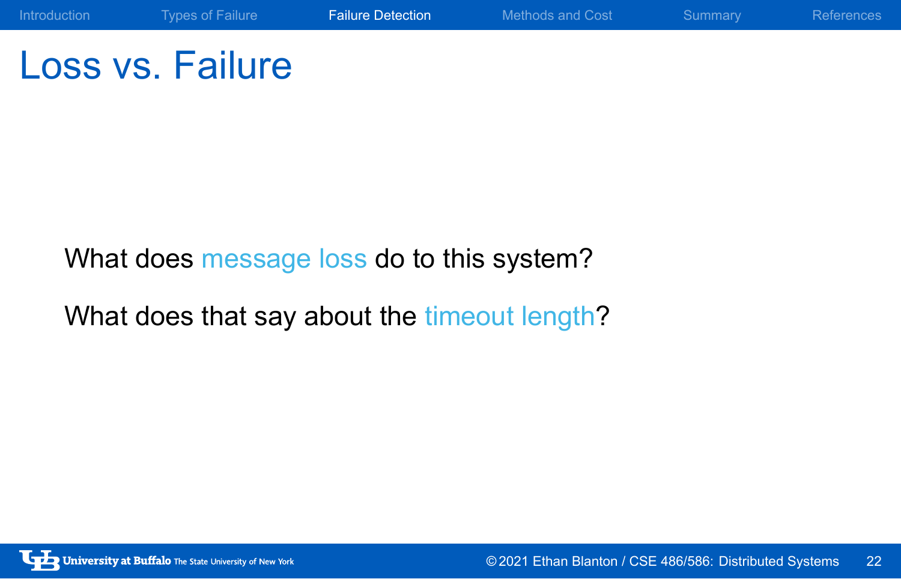# Loss vs. Failure

What does message loss do to this system?

What does that say about the timeout length?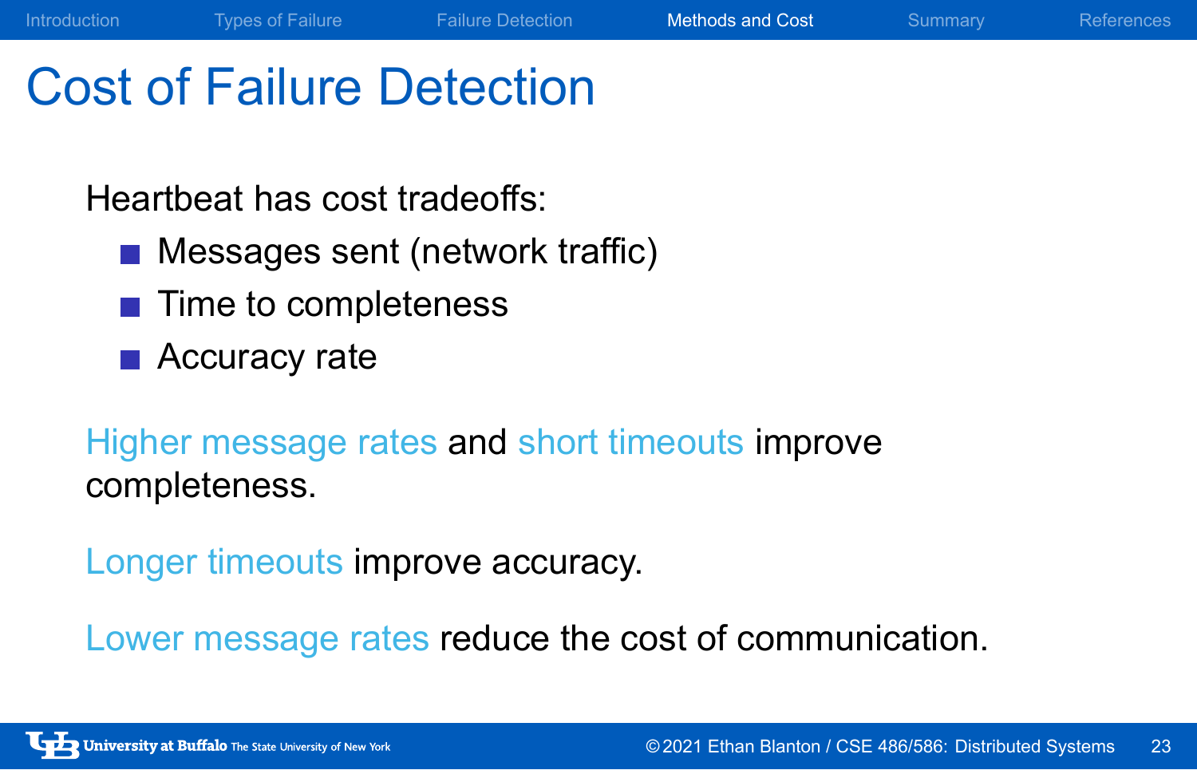# Cost of Failure Detection

Heartbeat has cost tradeoffs:

- Messages sent (network traffic)
- Time to completeness
- Accuracy rate

Higher message rates and short timeouts improve completeness.

Longer timeouts improve accuracy.

Lower message rates reduce the cost of communication.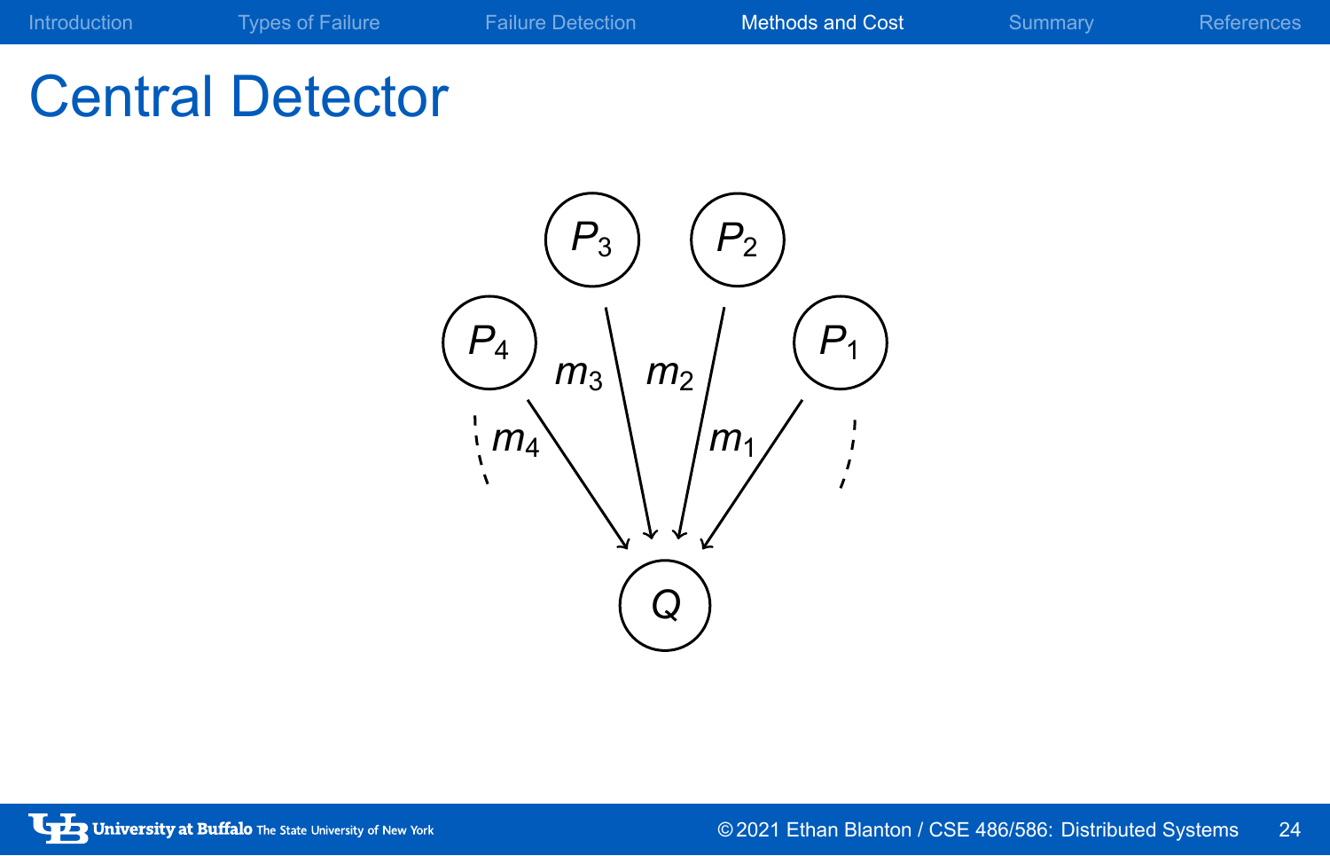# Central Detector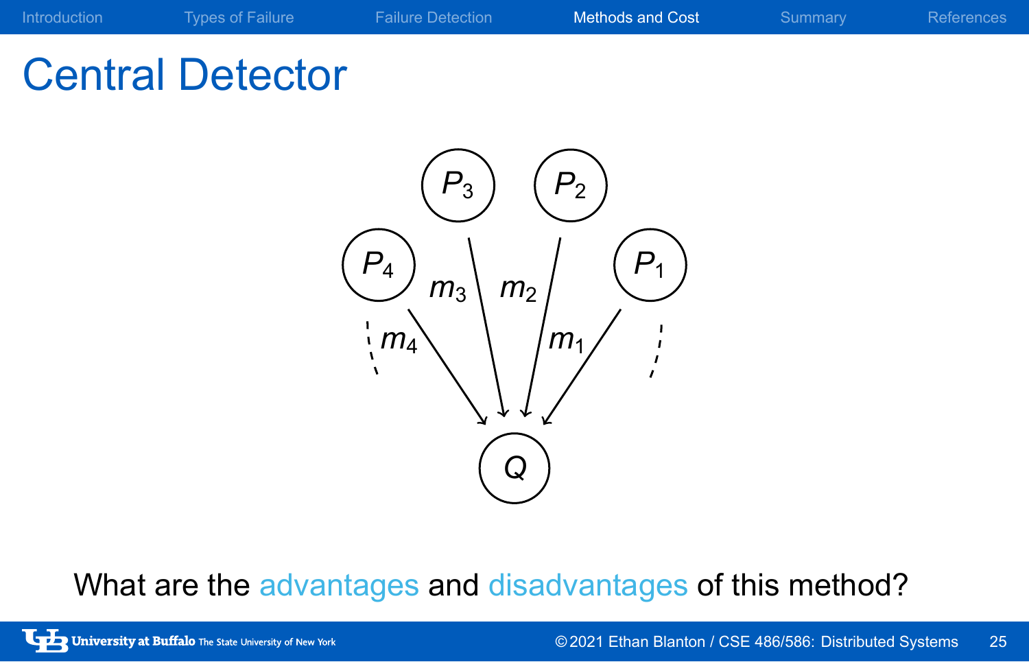# Central Detector

$P_3$ $P_2$

$P_4$ $m_3$ $m_2$ $P_1$

$m_4$ $m_1$

$Q$

What are the advantages and disadvantages of this method?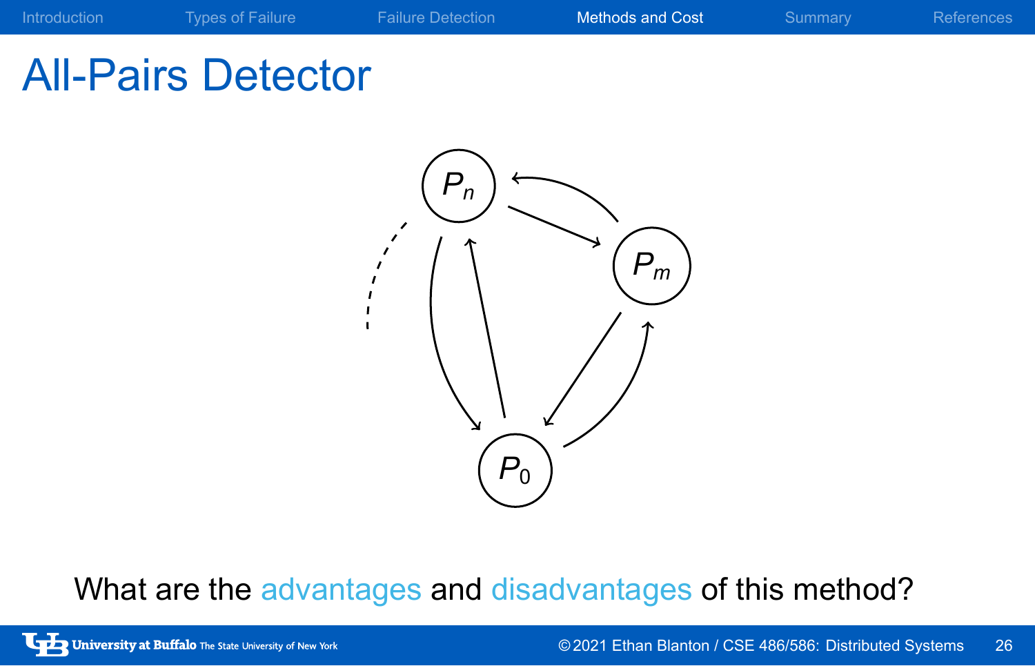# All-Pairs Detector

$P_n$

$P_m$

$P_0$

What are the advantages and disadvantages of this method?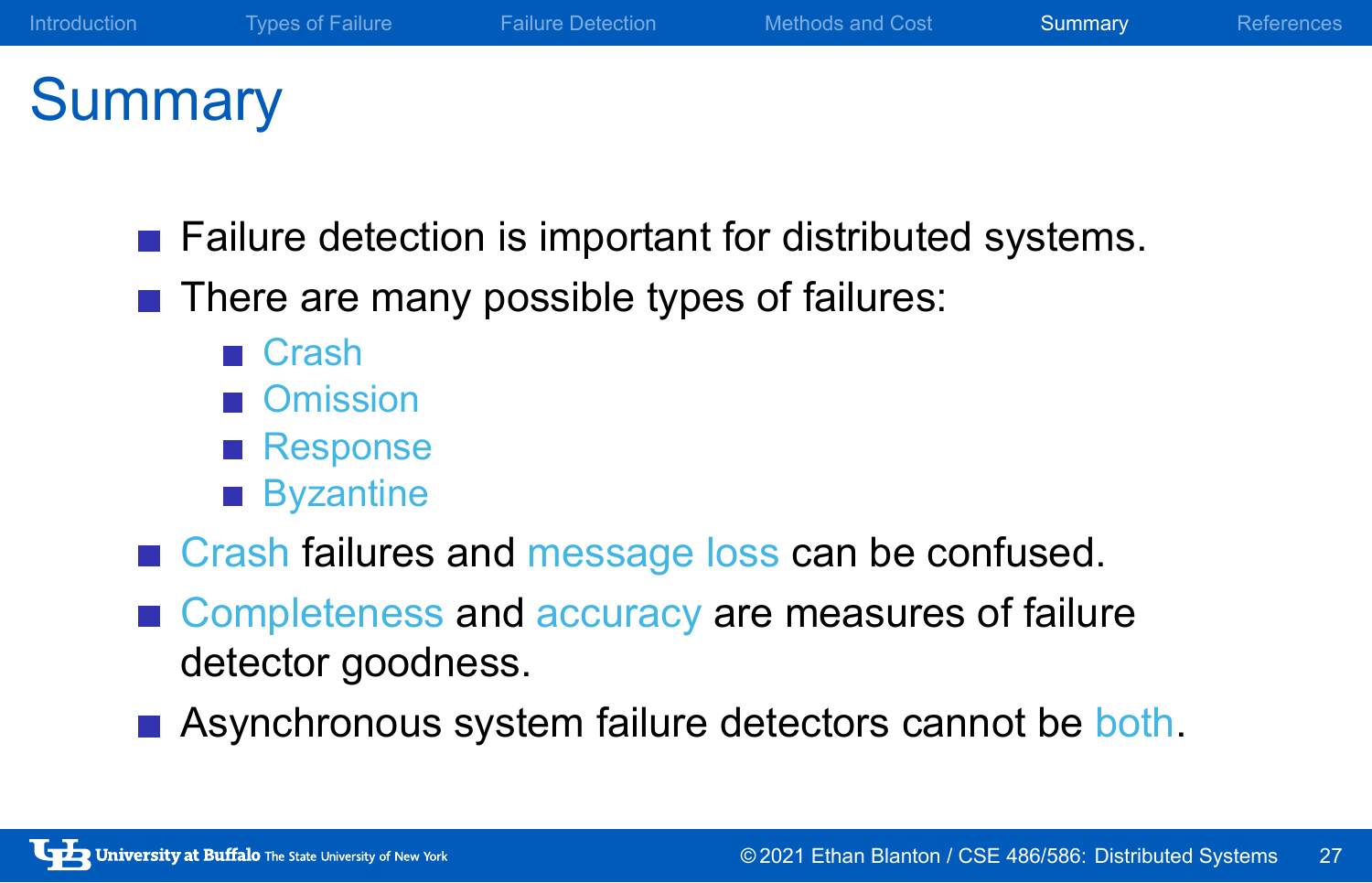# Summary

- Failure detection is important for distributed systems.
- There are many possible types of failures:
  - Crash
  - Omission
  - Response
  - Byzantine
- Crash failures and message loss can be confused.
- Completeness and accuracy are measures of failure detector goodness.
- Asynchronous system failure detectors cannot be both.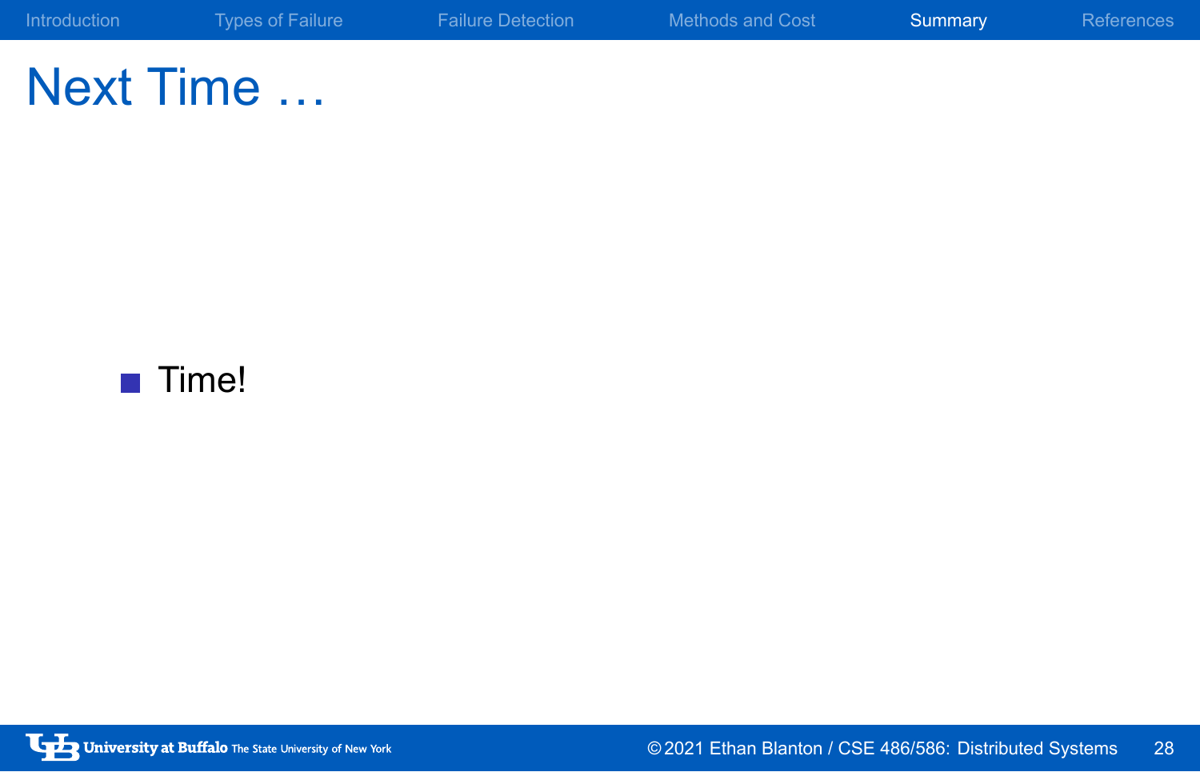# Next Time …

- Time!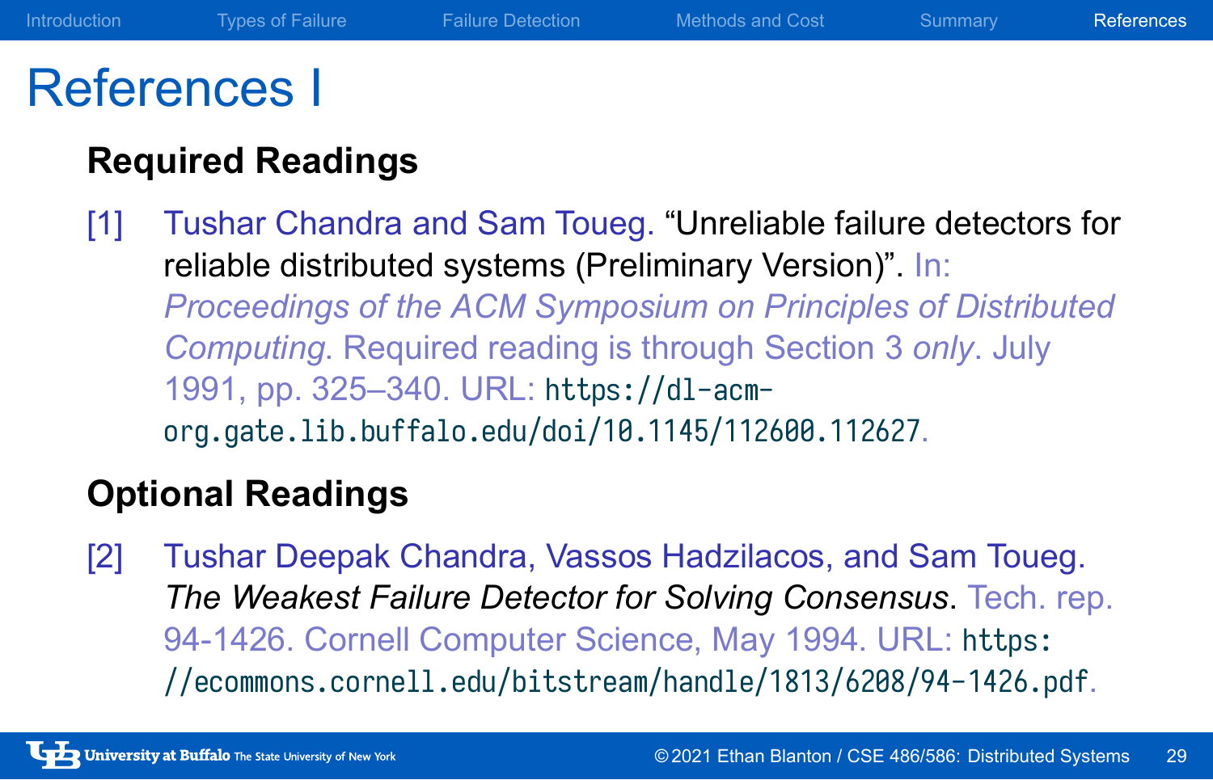# References I

## Required Readings

[1] Tushar Chandra and Sam Toueg. "Unreliable failure detectors for reliable distributed systems (Preliminary Version)". In: *Proceedings of the ACM Symposium on Principles of Distributed Computing*. Required reading is through Section 3 *only*. July 1991, pp. 325–340. URL: https://dl-acm-org.gate.lib.buffalo.edu/doi/10.1145/112600.112627.

## Optional Readings

[2] Tushar Deepak Chandra, Vassos Hadzilacos, and Sam Toueg. *The Weakest Failure Detector for Solving Consensus*. Tech. rep. 94-1426. Cornell Computer Science, May 1994. URL: https://ecommons.cornell.edu/bitstream/handle/1813/6208/94-1426.pdf.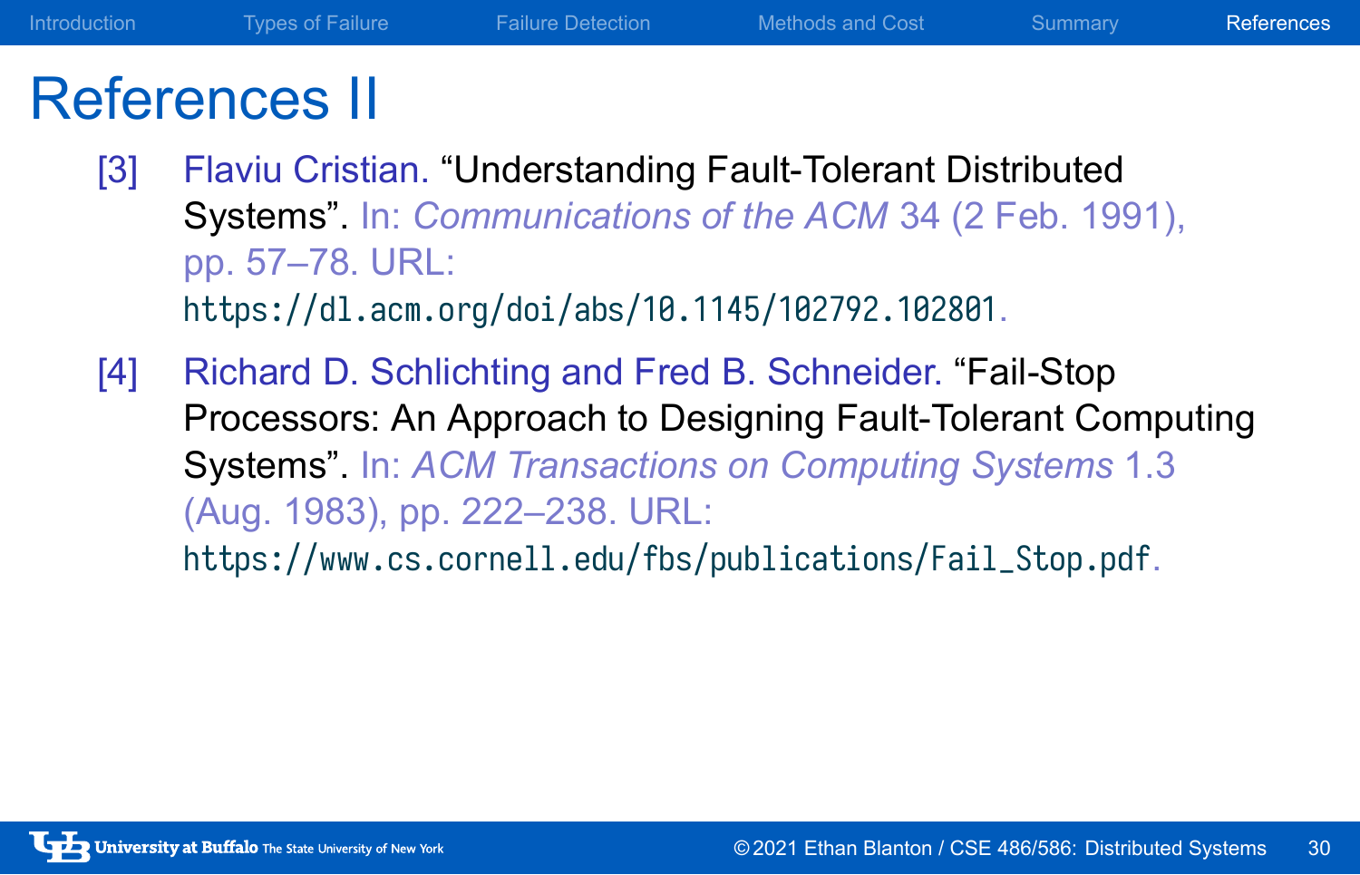# References II

[3] Flaviu Cristian. "Understanding Fault-Tolerant Distributed Systems". In: *Communications of the ACM* 34 (2 Feb. 1991), pp. 57–78. URL: https://dl.acm.org/doi/abs/10.1145/102792.102801.

[4] Richard D. Schlichting and Fred B. Schneider. "Fail-Stop Processors: An Approach to Designing Fault-Tolerant Computing Systems". In: *ACM Transactions on Computing Systems* 1.3 (Aug. 1983), pp. 222–238. URL: https://www.cs.cornell.edu/fbs/publications/Fail_Stop.pdf.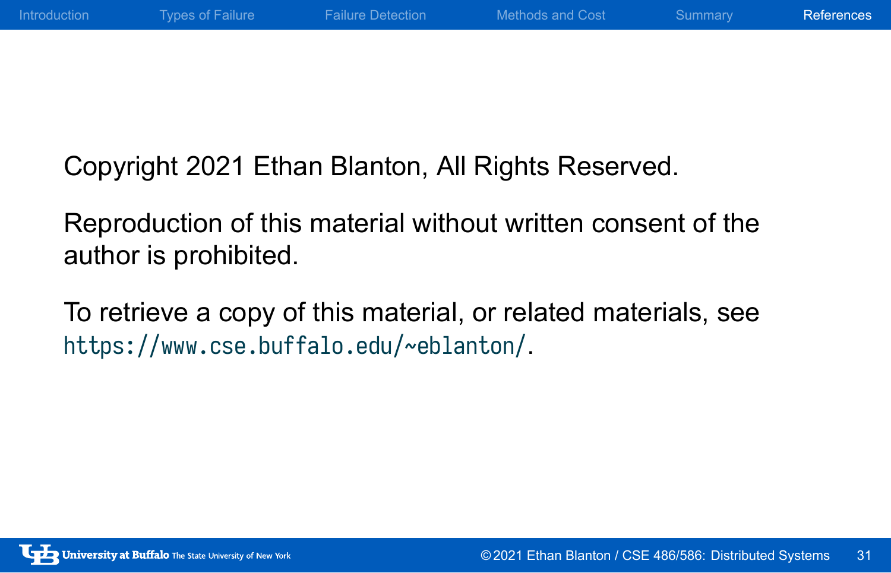Copyright 2021 Ethan Blanton, All Rights Reserved.

Reproduction of this material without written consent of the author is prohibited.

To retrieve a copy of this material, or related materials, see `https://www.cse.buffalo.edu/~eblanton/`.